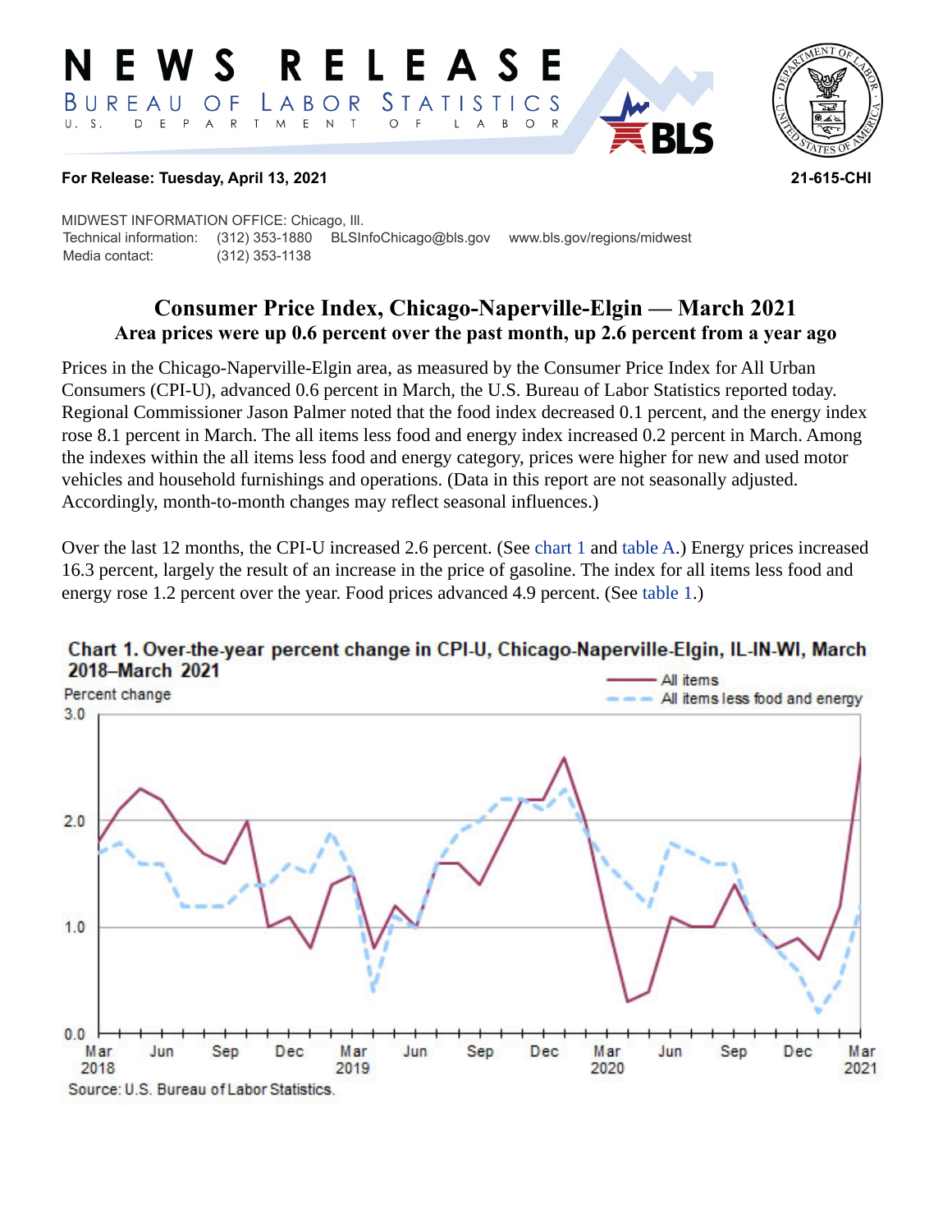# NEWS RELEASE

BUREAU OF LABOR STATISTICS
U. S. DEPARTMENT OF LABOR

**For Release: Tuesday, April 13, 2021** **21-615-CHI**

MIDWEST INFORMATION OFFICE: Chicago, Ill.
Technical information: (312) 353-1880 BLSInfoChicago@bls.gov www.bls.gov/regions/midwest
Media contact: (312) 353-1138

## Consumer Price Index, Chicago-Naperville-Elgin — March 2021

### Area prices were up 0.6 percent over the past month, up 2.6 percent from a year ago

Prices in the Chicago-Naperville-Elgin area, as measured by the Consumer Price Index for All Urban Consumers (CPI-U), advanced 0.6 percent in March, the U.S. Bureau of Labor Statistics reported today. Regional Commissioner Jason Palmer noted that the food index decreased 0.1 percent, and the energy index rose 8.1 percent in March. The all items less food and energy index increased 0.2 percent in March. Among the indexes within the all items less food and energy category, prices were higher for new and used motor vehicles and household furnishings and operations. (Data in this report are not seasonally adjusted. Accordingly, month-to-month changes may reflect seasonal influences.)

Over the last 12 months, the CPI-U increased 2.6 percent. (See chart 1 and table A.) Energy prices increased 16.3 percent, largely the result of an increase in the price of gasoline. The index for all items less food and energy rose 1.2 percent over the year. Food prices advanced 4.9 percent. (See table 1.)

**Chart 1. Over-the-year percent change in CPI-U, Chicago-Naperville-Elgin, IL-IN-WI, March 2018–March 2021**

Source: U.S. Bureau of Labor Statistics.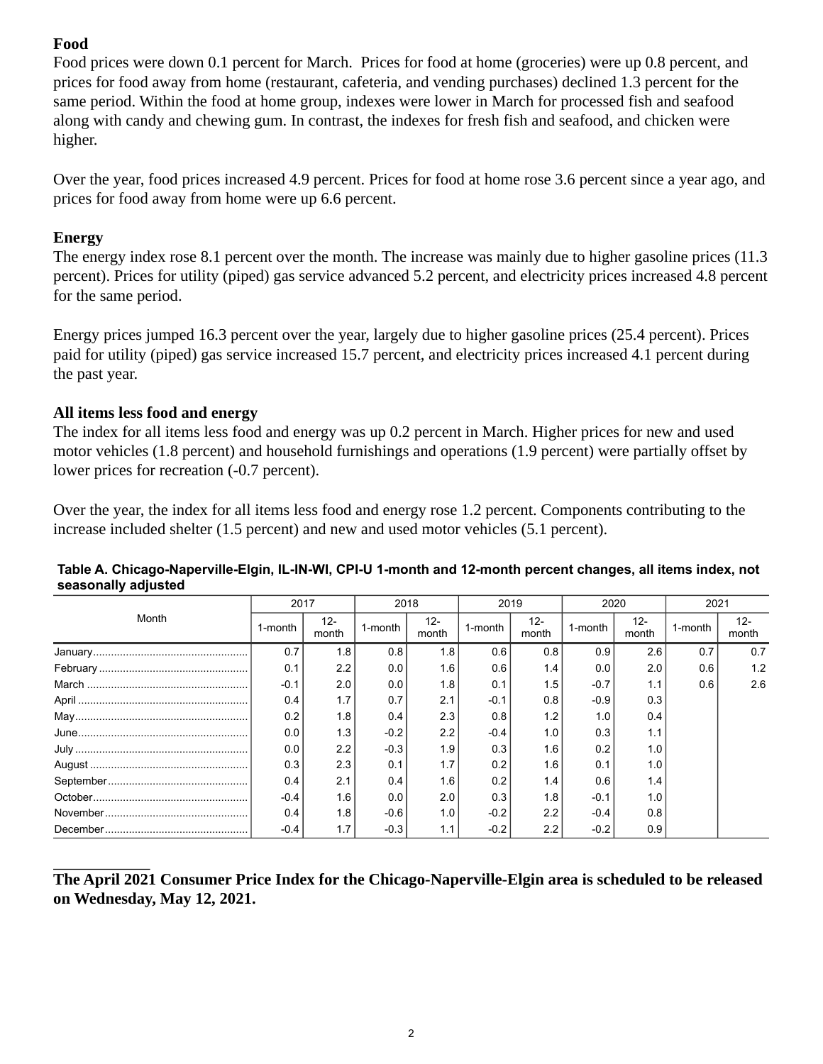### Food

Food prices were down 0.1 percent for March. Prices for food at home (groceries) were up 0.8 percent, and prices for food away from home (restaurant, cafeteria, and vending purchases) declined 1.3 percent for the same period. Within the food at home group, indexes were lower in March for processed fish and seafood along with candy and chewing gum. In contrast, the indexes for fresh fish and seafood, and chicken were higher.

Over the year, food prices increased 4.9 percent. Prices for food at home rose 3.6 percent since a year ago, and prices for food away from home were up 6.6 percent.

### Energy

The energy index rose 8.1 percent over the month. The increase was mainly due to higher gasoline prices (11.3 percent). Prices for utility (piped) gas service advanced 5.2 percent, and electricity prices increased 4.8 percent for the same period.

Energy prices jumped 16.3 percent over the year, largely due to higher gasoline prices (25.4 percent). Prices paid for utility (piped) gas service increased 15.7 percent, and electricity prices increased 4.1 percent during the past year.

### All items less food and energy

The index for all items less food and energy was up 0.2 percent in March. Higher prices for new and used motor vehicles (1.8 percent) and household furnishings and operations (1.9 percent) were partially offset by lower prices for recreation (-0.7 percent).

Over the year, the index for all items less food and energy rose 1.2 percent. Components contributing to the increase included shelter (1.5 percent) and new and used motor vehicles (5.1 percent).

**Table A. Chicago-Naperville-Elgin, IL-IN-WI, CPI-U 1-month and 12-month percent changes, all items index, not seasonally adjusted**

| Month | 2017 | | 2018 | | 2019 | | 2020 | | 2021 | |
|---|---|---|---|---|---|---|---|---|---|---|
| | 1-month | 12-month | 1-month | 12-month | 1-month | 12-month | 1-month | 12-month | 1-month | 12-month |
| January | 0.7 | 1.8 | 0.8 | 1.8 | 0.6 | 0.8 | 0.9 | 2.6 | 0.7 | 0.7 |
| February | 0.1 | 2.2 | 0.0 | 1.6 | 0.6 | 1.4 | 0.0 | 2.0 | 0.6 | 1.2 |
| March | -0.1 | 2.0 | 0.0 | 1.8 | 0.1 | 1.5 | -0.7 | 1.1 | 0.6 | 2.6 |
| April | 0.4 | 1.7 | 0.7 | 2.1 | -0.1 | 0.8 | -0.9 | 0.3 | | |
| May | 0.2 | 1.8 | 0.4 | 2.3 | 0.8 | 1.2 | 1.0 | 0.4 | | |
| June | 0.0 | 1.3 | -0.2 | 2.2 | -0.4 | 1.0 | 0.3 | 1.1 | | |
| July | 0.0 | 2.2 | -0.3 | 1.9 | 0.3 | 1.6 | 0.2 | 1.0 | | |
| August | 0.3 | 2.3 | 0.1 | 1.7 | 0.2 | 1.6 | 0.1 | 1.0 | | |
| September | 0.4 | 2.1 | 0.4 | 1.6 | 0.2 | 1.4 | 0.6 | 1.4 | | |
| October | -0.4 | 1.6 | 0.0 | 2.0 | 0.3 | 1.8 | -0.1 | 1.0 | | |
| November | 0.4 | 1.8 | -0.6 | 1.0 | -0.2 | 2.2 | -0.4 | 0.8 | | |
| December | -0.4 | 1.7 | -0.3 | 1.1 | -0.2 | 2.2 | -0.2 | 0.9 | | |

**The April 2021 Consumer Price Index for the Chicago-Naperville-Elgin area is scheduled to be released on Wednesday, May 12, 2021.**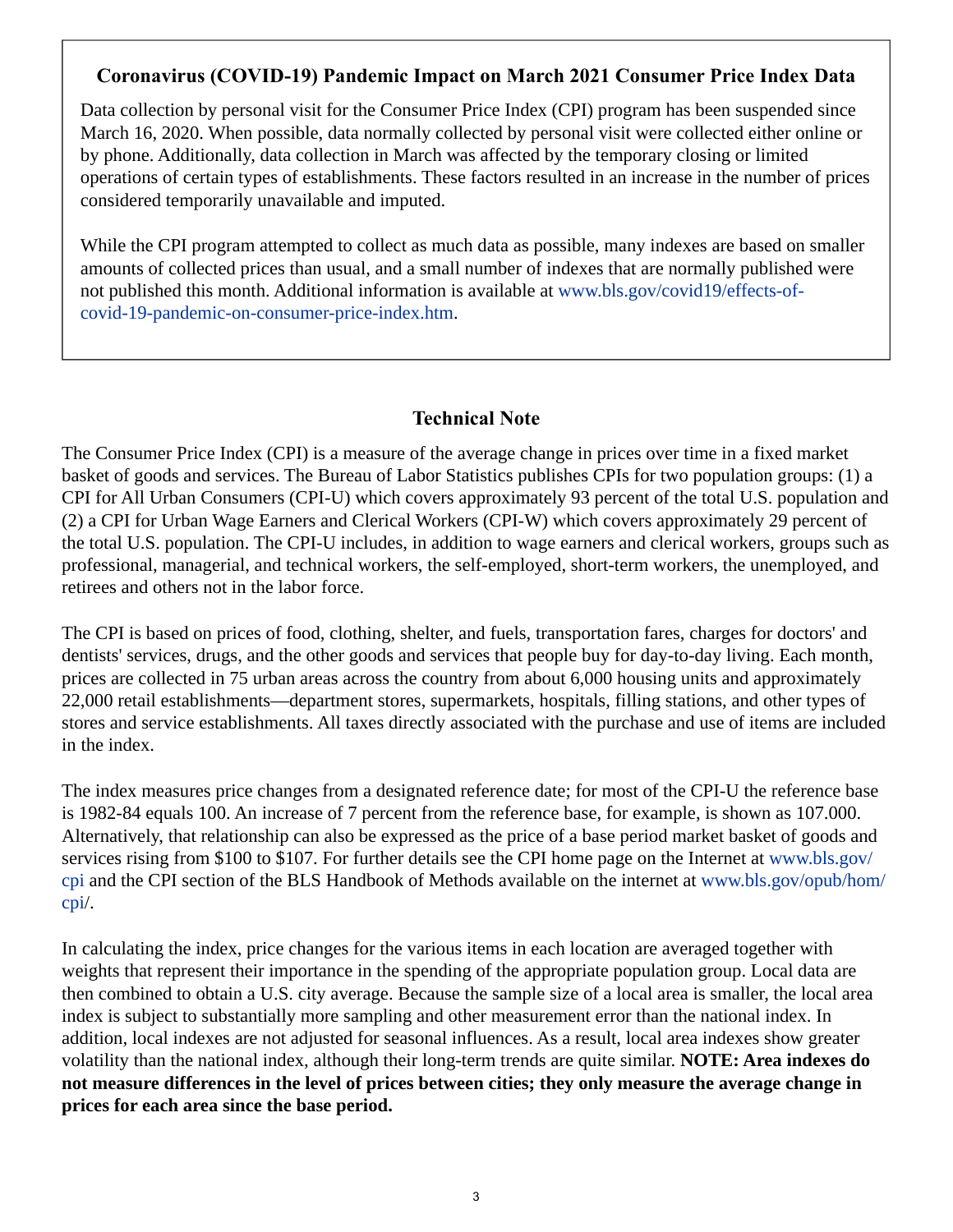## Coronavirus (COVID-19) Pandemic Impact on March 2021 Consumer Price Index Data

Data collection by personal visit for the Consumer Price Index (CPI) program has been suspended since March 16, 2020. When possible, data normally collected by personal visit were collected either online or by phone. Additionally, data collection in March was affected by the temporary closing or limited operations of certain types of establishments. These factors resulted in an increase in the number of prices considered temporarily unavailable and imputed.

While the CPI program attempted to collect as much data as possible, many indexes are based on smaller amounts of collected prices than usual, and a small number of indexes that are normally published were not published this month. Additional information is available at www.bls.gov/covid19/effects-of-covid-19-pandemic-on-consumer-price-index.htm.

## Technical Note

The Consumer Price Index (CPI) is a measure of the average change in prices over time in a fixed market basket of goods and services. The Bureau of Labor Statistics publishes CPIs for two population groups: (1) a CPI for All Urban Consumers (CPI-U) which covers approximately 93 percent of the total U.S. population and (2) a CPI for Urban Wage Earners and Clerical Workers (CPI-W) which covers approximately 29 percent of the total U.S. population. The CPI-U includes, in addition to wage earners and clerical workers, groups such as professional, managerial, and technical workers, the self-employed, short-term workers, the unemployed, and retirees and others not in the labor force.

The CPI is based on prices of food, clothing, shelter, and fuels, transportation fares, charges for doctors' and dentists' services, drugs, and the other goods and services that people buy for day-to-day living. Each month, prices are collected in 75 urban areas across the country from about 6,000 housing units and approximately 22,000 retail establishments—department stores, supermarkets, hospitals, filling stations, and other types of stores and service establishments. All taxes directly associated with the purchase and use of items are included in the index.

The index measures price changes from a designated reference date; for most of the CPI-U the reference base is 1982-84 equals 100. An increase of 7 percent from the reference base, for example, is shown as 107.000. Alternatively, that relationship can also be expressed as the price of a base period market basket of goods and services rising from $100 to $107. For further details see the CPI home page on the Internet at www.bls.gov/cpi and the CPI section of the BLS Handbook of Methods available on the internet at www.bls.gov/opub/hom/cpi/.

In calculating the index, price changes for the various items in each location are averaged together with weights that represent their importance in the spending of the appropriate population group. Local data are then combined to obtain a U.S. city average. Because the sample size of a local area is smaller, the local area index is subject to substantially more sampling and other measurement error than the national index. In addition, local indexes are not adjusted for seasonal influences. As a result, local area indexes show greater volatility than the national index, although their long-term trends are quite similar. **NOTE: Area indexes do not measure differences in the level of prices between cities; they only measure the average change in prices for each area since the base period.**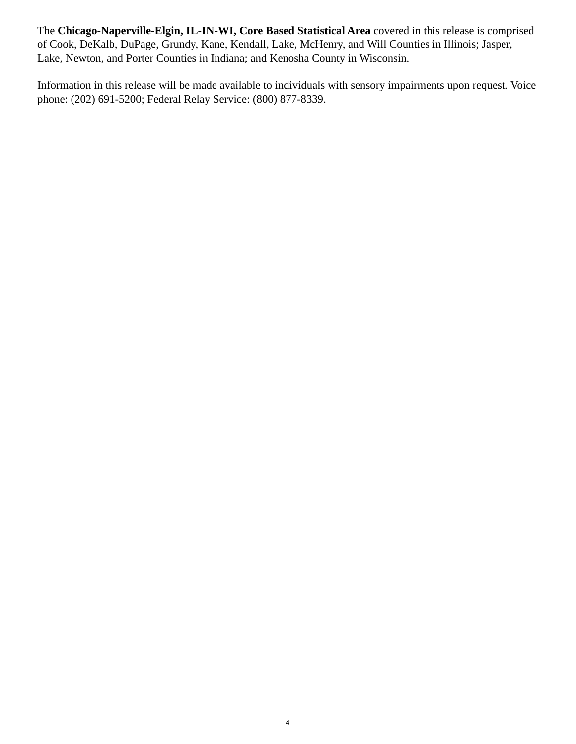The **Chicago-Naperville-Elgin, IL-IN-WI, Core Based Statistical Area** covered in this release is comprised of Cook, DeKalb, DuPage, Grundy, Kane, Kendall, Lake, McHenry, and Will Counties in Illinois; Jasper, Lake, Newton, and Porter Counties in Indiana; and Kenosha County in Wisconsin.

Information in this release will be made available to individuals with sensory impairments upon request. Voice phone: (202) 691-5200; Federal Relay Service: (800) 877-8339.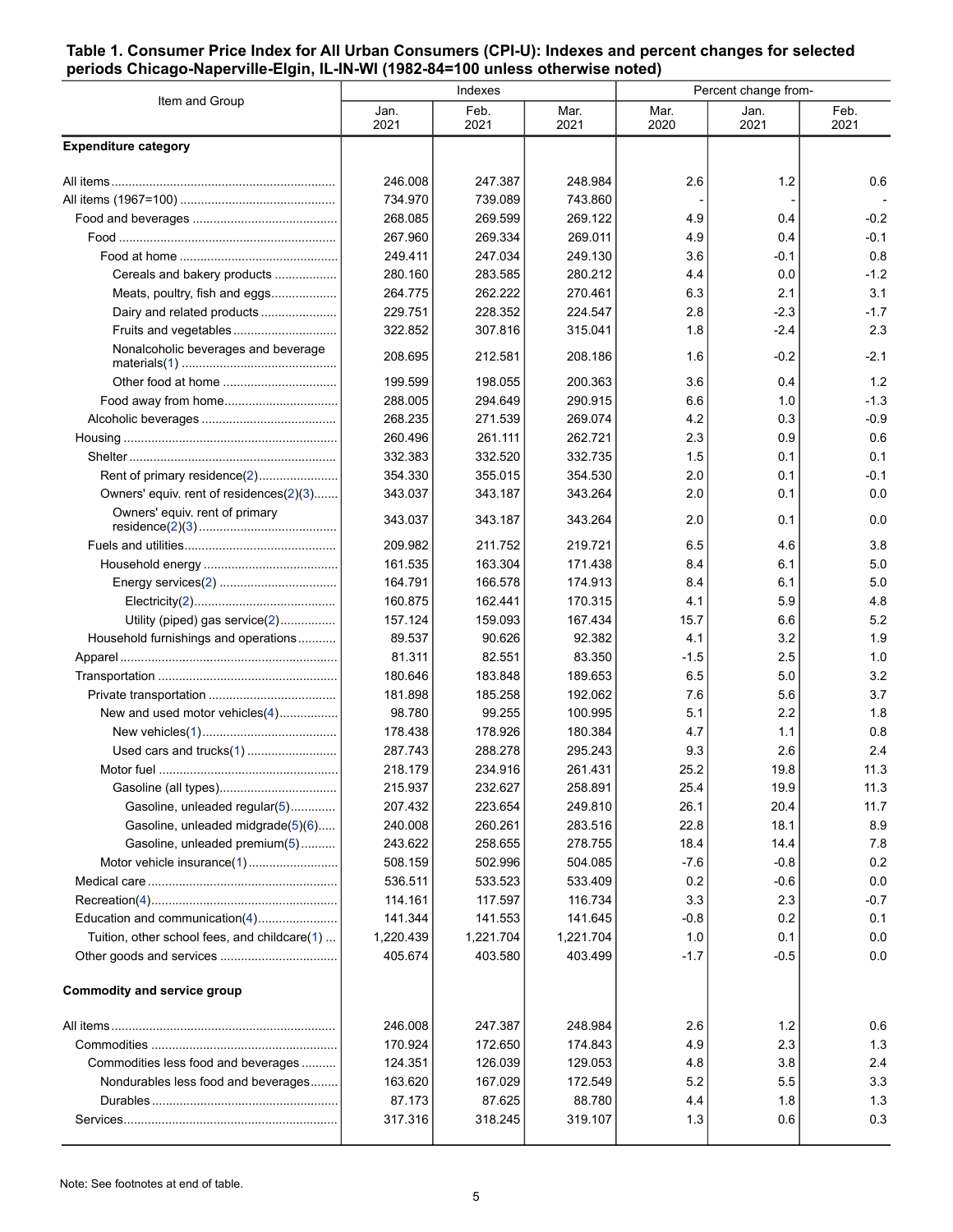**Table 1. Consumer Price Index for All Urban Consumers (CPI-U): Indexes and percent changes for selected periods Chicago-Naperville-Elgin, IL-IN-WI (1982-84=100 unless otherwise noted)**

| Item and Group | Indexes | | | Percent change from- | | |
|---|---|---|---|---|---|---|
| | Jan. 2021 | Feb. 2021 | Mar. 2021 | Mar. 2020 | Jan. 2021 | Feb. 2021 |
| **Expenditure category** | | | | | | |
| All items | 246.008 | 247.387 | 248.984 | 2.6 | 1.2 | 0.6 |
| All items (1967=100) | 734.970 | 739.089 | 743.860 | - | - | - |
| Food and beverages | 268.085 | 269.599 | 269.122 | 4.9 | 0.4 | -0.2 |
| Food | 267.960 | 269.334 | 269.011 | 4.9 | 0.4 | -0.1 |
| Food at home | 249.411 | 247.034 | 249.130 | 3.6 | -0.1 | 0.8 |
| Cereals and bakery products | 280.160 | 283.585 | 280.212 | 4.4 | 0.0 | -1.2 |
| Meats, poultry, fish and eggs | 264.775 | 262.222 | 270.461 | 6.3 | 2.1 | 3.1 |
| Dairy and related products | 229.751 | 228.352 | 224.547 | 2.8 | -2.3 | -1.7 |
| Fruits and vegetables | 322.852 | 307.816 | 315.041 | 1.8 | -2.4 | 2.3 |
| Nonalcoholic beverages and beverage materials(1) | 208.695 | 212.581 | 208.186 | 1.6 | -0.2 | -2.1 |
| Other food at home | 199.599 | 198.055 | 200.363 | 3.6 | 0.4 | 1.2 |
| Food away from home | 288.005 | 294.649 | 290.915 | 6.6 | 1.0 | -1.3 |
| Alcoholic beverages | 268.235 | 271.539 | 269.074 | 4.2 | 0.3 | -0.9 |
| Housing | 260.496 | 261.111 | 262.721 | 2.3 | 0.9 | 0.6 |
| Shelter | 332.383 | 332.520 | 332.735 | 1.5 | 0.1 | 0.1 |
| Rent of primary residence(2) | 354.330 | 355.015 | 354.530 | 2.0 | 0.1 | -0.1 |
| Owners' equiv. rent of residences(2)(3) | 343.037 | 343.187 | 343.264 | 2.0 | 0.1 | 0.0 |
| Owners' equiv. rent of primary residence(2)(3) | 343.037 | 343.187 | 343.264 | 2.0 | 0.1 | 0.0 |
| Fuels and utilities | 209.982 | 211.752 | 219.721 | 6.5 | 4.6 | 3.8 |
| Household energy | 161.535 | 163.304 | 171.438 | 8.4 | 6.1 | 5.0 |
| Energy services(2) | 164.791 | 166.578 | 174.913 | 8.4 | 6.1 | 5.0 |
| Electricity(2) | 160.875 | 162.441 | 170.315 | 4.1 | 5.9 | 4.8 |
| Utility (piped) gas service(2) | 157.124 | 159.093 | 167.434 | 15.7 | 6.6 | 5.2 |
| Household furnishings and operations | 89.537 | 90.626 | 92.382 | 4.1 | 3.2 | 1.9 |
| Apparel | 81.311 | 82.551 | 83.350 | -1.5 | 2.5 | 1.0 |
| Transportation | 180.646 | 183.848 | 189.653 | 6.5 | 5.0 | 3.2 |
| Private transportation | 181.898 | 185.258 | 192.062 | 7.6 | 5.6 | 3.7 |
| New and used motor vehicles(4) | 98.780 | 99.255 | 100.995 | 5.1 | 2.2 | 1.8 |
| New vehicles(1) | 178.438 | 178.926 | 180.384 | 4.7 | 1.1 | 0.8 |
| Used cars and trucks(1) | 287.743 | 288.278 | 295.243 | 9.3 | 2.6 | 2.4 |
| Motor fuel | 218.179 | 234.916 | 261.431 | 25.2 | 19.8 | 11.3 |
| Gasoline (all types) | 215.937 | 232.627 | 258.891 | 25.4 | 19.9 | 11.3 |
| Gasoline, unleaded regular(5) | 207.432 | 223.654 | 249.810 | 26.1 | 20.4 | 11.7 |
| Gasoline, unleaded midgrade(5)(6) | 240.008 | 260.261 | 283.516 | 22.8 | 18.1 | 8.9 |
| Gasoline, unleaded premium(5) | 243.622 | 258.655 | 278.755 | 18.4 | 14.4 | 7.8 |
| Motor vehicle insurance(1) | 508.159 | 502.996 | 504.085 | -7.6 | -0.8 | 0.2 |
| Medical care | 536.511 | 533.523 | 533.409 | 0.2 | -0.6 | 0.0 |
| Recreation(4) | 114.161 | 117.597 | 116.734 | 3.3 | 2.3 | -0.7 |
| Education and communication(4) | 141.344 | 141.553 | 141.645 | -0.8 | 0.2 | 0.1 |
| Tuition, other school fees, and childcare(1) | 1,220.439 | 1,221.704 | 1,221.704 | 1.0 | 0.1 | 0.0 |
| Other goods and services | 405.674 | 403.580 | 403.499 | -1.7 | -0.5 | 0.0 |
| **Commodity and service group** | | | | | | |
| All items | 246.008 | 247.387 | 248.984 | 2.6 | 1.2 | 0.6 |
| Commodities | 170.924 | 172.650 | 174.843 | 4.9 | 2.3 | 1.3 |
| Commodities less food and beverages | 124.351 | 126.039 | 129.053 | 4.8 | 3.8 | 2.4 |
| Nondurables less food and beverages | 163.620 | 167.029 | 172.549 | 5.2 | 5.5 | 3.3 |
| Durables | 87.173 | 87.625 | 88.780 | 4.4 | 1.8 | 1.3 |
| Services | 317.316 | 318.245 | 319.107 | 1.3 | 0.6 | 0.3 |

Note: See footnotes at end of table.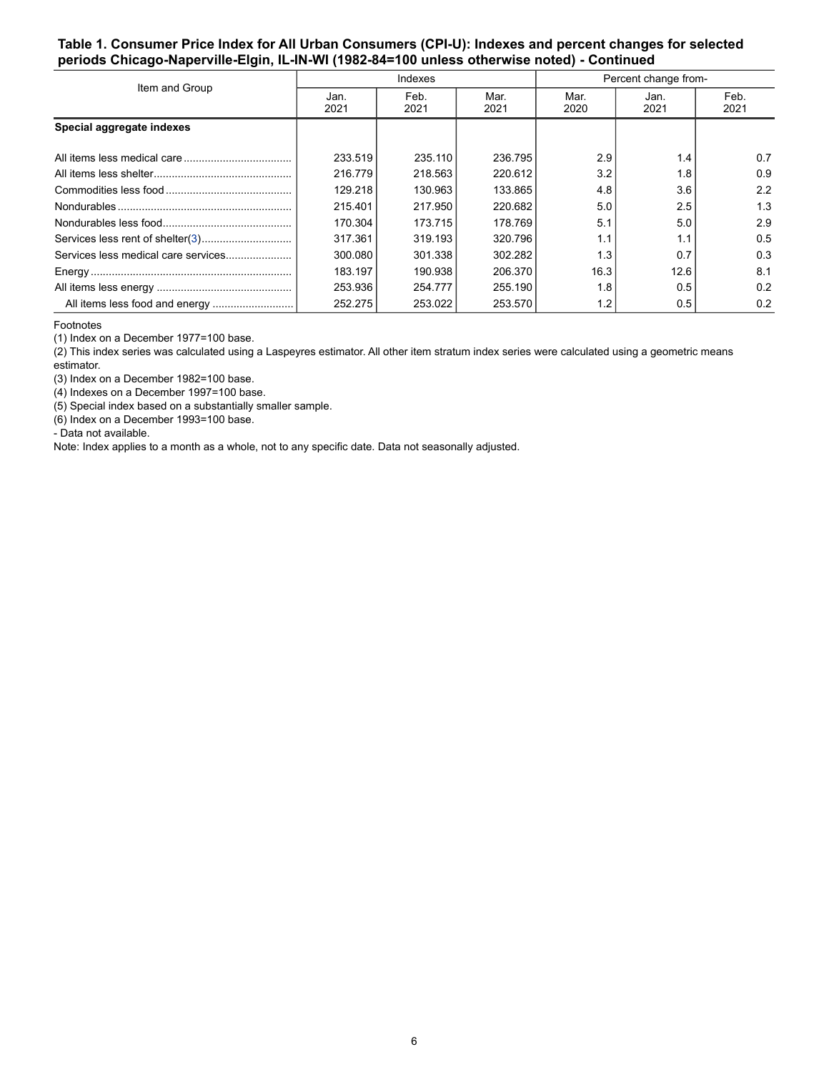**Table 1. Consumer Price Index for All Urban Consumers (CPI-U): Indexes and percent changes for selected periods Chicago-Naperville-Elgin, IL-IN-WI (1982-84=100 unless otherwise noted) - Continued**

| Item and Group | Indexes | | | Percent change from- | | |
|---|---|---|---|---|---|---|
| | Jan. 2021 | Feb. 2021 | Mar. 2021 | Mar. 2020 | Jan. 2021 | Feb. 2021 |
| **Special aggregate indexes** | | | | | | |
| All items less medical care | 233.519 | 235.110 | 236.795 | 2.9 | 1.4 | 0.7 |
| All items less shelter | 216.779 | 218.563 | 220.612 | 3.2 | 1.8 | 0.9 |
| Commodities less food | 129.218 | 130.963 | 133.865 | 4.8 | 3.6 | 2.2 |
| Nondurables | 215.401 | 217.950 | 220.682 | 5.0 | 2.5 | 1.3 |
| Nondurables less food | 170.304 | 173.715 | 178.769 | 5.1 | 5.0 | 2.9 |
| Services less rent of shelter(3) | 317.361 | 319.193 | 320.796 | 1.1 | 1.1 | 0.5 |
| Services less medical care services | 300.080 | 301.338 | 302.282 | 1.3 | 0.7 | 0.3 |
| Energy | 183.197 | 190.938 | 206.370 | 16.3 | 12.6 | 8.1 |
| All items less energy | 253.936 | 254.777 | 255.190 | 1.8 | 0.5 | 0.2 |
| All items less food and energy | 252.275 | 253.022 | 253.570 | 1.2 | 0.5 | 0.2 |

Footnotes

(1) Index on a December 1977=100 base.

(2) This index series was calculated using a Laspeyres estimator. All other item stratum index series were calculated using a geometric means estimator.

(3) Index on a December 1982=100 base.

(4) Indexes on a December 1997=100 base.

(5) Special index based on a substantially smaller sample.

(6) Index on a December 1993=100 base.

- Data not available.

Note: Index applies to a month as a whole, not to any specific date. Data not seasonally adjusted.